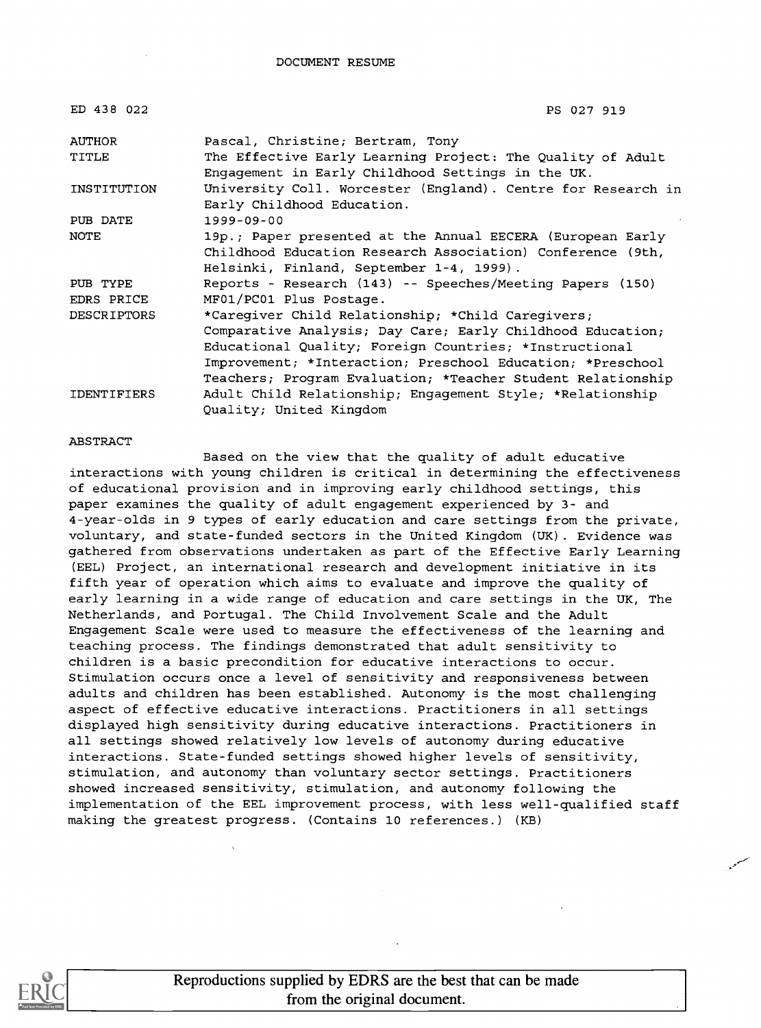DOCUMENT RESUME

| | |
|---|---|
| ED 438 022 | PS 027 919 |
| AUTHOR | Pascal, Christine; Bertram, Tony |
| TITLE | The Effective Early Learning Project: The Quality of Adult Engagement in Early Childhood Settings in the UK. |
| INSTITUTION | University Coll. Worcester (England). Centre for Research in Early Childhood Education. |
| PUB DATE | 1999-09-00 |
| NOTE | 19p.; Paper presented at the Annual EECERA (European Early Childhood Education Research Association) Conference (9th, Helsinki, Finland, September 1-4, 1999). |
| PUB TYPE | Reports - Research (143) -- Speeches/Meeting Papers (150) |
| EDRS PRICE | MF01/PC01 Plus Postage. |
| DESCRIPTORS | *Caregiver Child Relationship; *Child Caregivers; Comparative Analysis; Day Care; Early Childhood Education; Educational Quality; Foreign Countries; *Instructional Improvement; *Interaction; Preschool Education; *Preschool Teachers; Program Evaluation; *Teacher Student Relationship |
| IDENTIFIERS | Adult Child Relationship; Engagement Style; *Relationship Quality; United Kingdom |

ABSTRACT

Based on the view that the quality of adult educative interactions with young children is critical in determining the effectiveness of educational provision and in improving early childhood settings, this paper examines the quality of adult engagement experienced by 3- and 4-year-olds in 9 types of early education and care settings from the private, voluntary, and state-funded sectors in the United Kingdom (UK). Evidence was gathered from observations undertaken as part of the Effective Early Learning (EEL) Project, an international research and development initiative in its fifth year of operation which aims to evaluate and improve the quality of early learning in a wide range of education and care settings in the UK, The Netherlands, and Portugal. The Child Involvement Scale and the Adult Engagement Scale were used to measure the effectiveness of the learning and teaching process. The findings demonstrated that adult sensitivity to children is a basic precondition for educative interactions to occur. Stimulation occurs once a level of sensitivity and responsiveness between adults and children has been established. Autonomy is the most challenging aspect of effective educative interactions. Practitioners in all settings displayed high sensitivity during educative interactions. Practitioners in all settings showed relatively low levels of autonomy during educative interactions. State-funded settings showed higher levels of sensitivity, stimulation, and autonomy than voluntary sector settings. Practitioners showed increased sensitivity, stimulation, and autonomy following the implementation of the EEL improvement process, with less well-qualified staff making the greatest progress. (Contains 10 references.) (KB)

Reproductions supplied by EDRS are the best that can be made from the original document.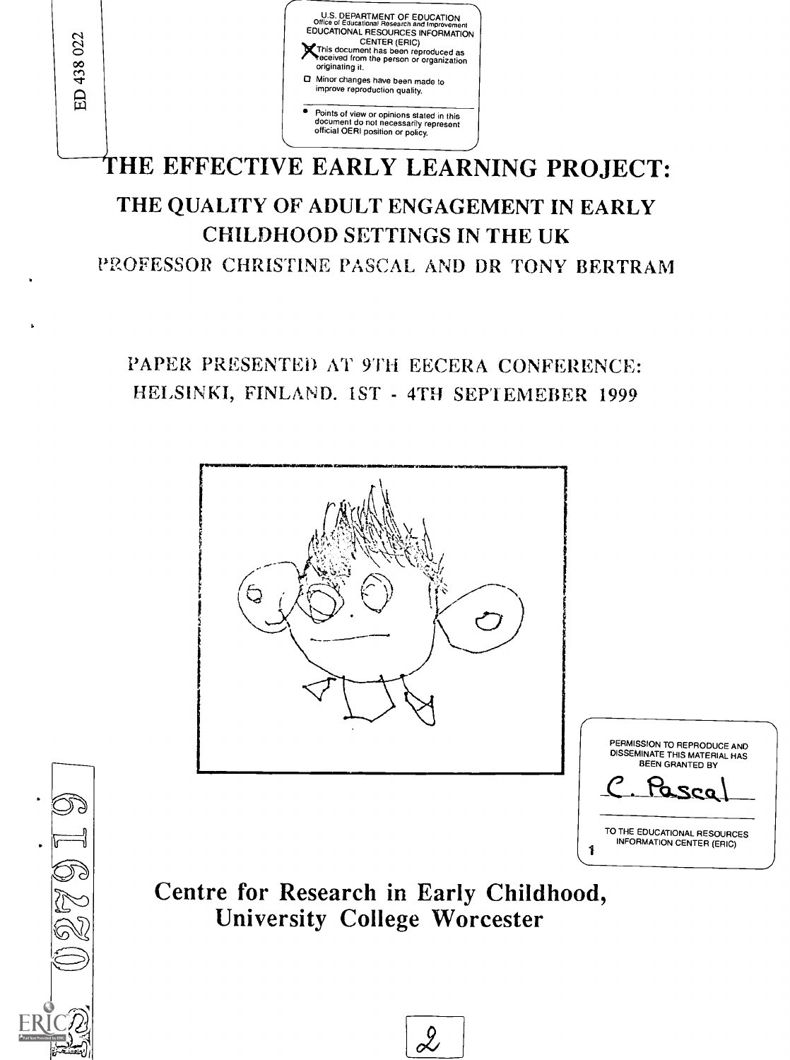ED 438 022

U.S. DEPARTMENT OF EDUCATION
Office of Educational Research and Improvement
EDUCATIONAL RESOURCES INFORMATION CENTER (ERIC)

- [X] This document has been reproduced as received from the person or organization originating it.
- [ ] Minor changes have been made to improve reproduction quality.

- Points of view or opinions stated in this document do not necessarily represent official OERI position or policy.

# THE EFFECTIVE EARLY LEARNING PROJECT:

## THE QUALITY OF ADULT ENGAGEMENT IN EARLY CHILDHOOD SETTINGS IN THE UK

PROFESSOR CHRISTINE PASCAL AND DR TONY BERTRAM

PAPER PRESENTED AT 9TH EECERA CONFERENCE: HELSINKI, FINLAND. 1ST - 4TH SEPTEMEBER 1999

PERMISSION TO REPRODUCE AND DISSEMINATE THIS MATERIAL HAS BEEN GRANTED BY

C. Pascal

TO THE EDUCATIONAL RESOURCES INFORMATION CENTER (ERIC)

Centre for Research in Early Childhood, University College Worcester

PS 027919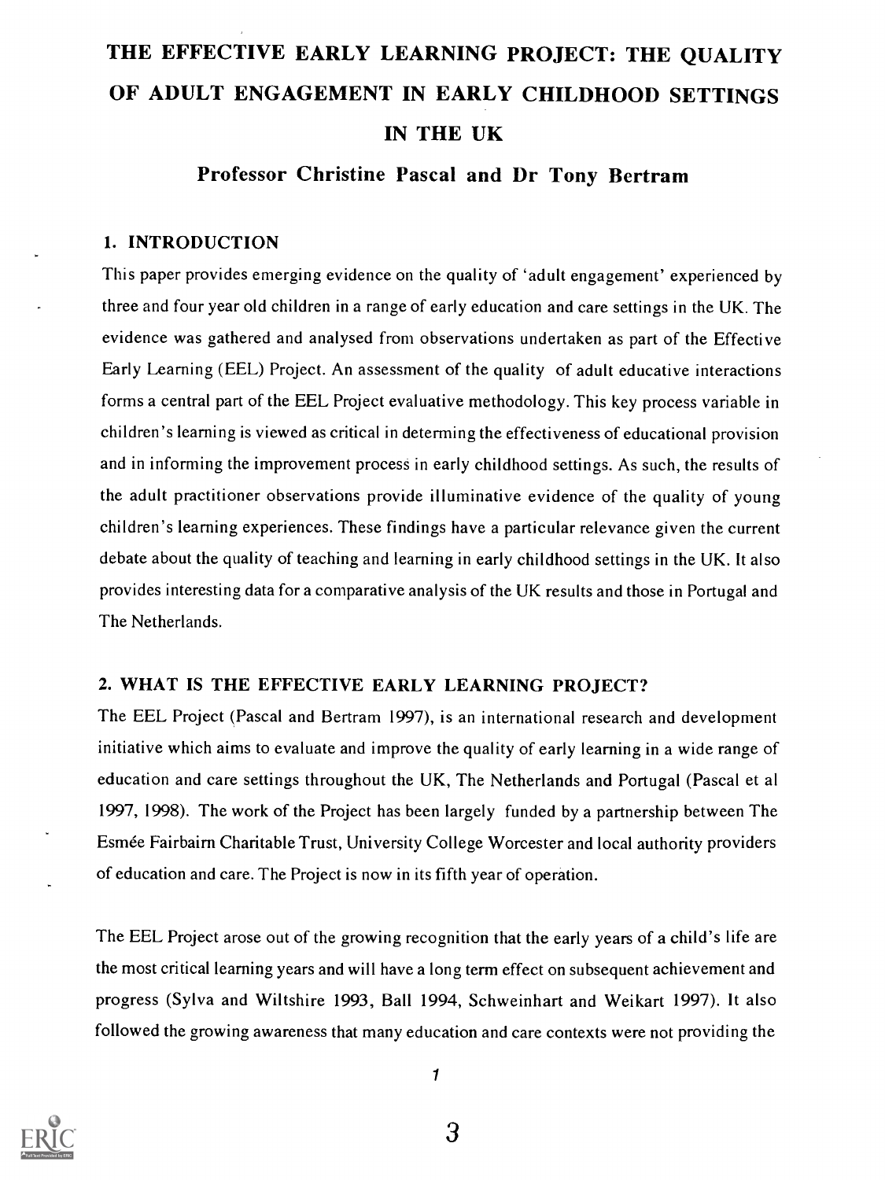# THE EFFECTIVE EARLY LEARNING PROJECT: THE QUALITY OF ADULT ENGAGEMENT IN EARLY CHILDHOOD SETTINGS IN THE UK

**Professor Christine Pascal and Dr Tony Bertram**

## 1. INTRODUCTION

This paper provides emerging evidence on the quality of 'adult engagement' experienced by three and four year old children in a range of early education and care settings in the UK. The evidence was gathered and analysed from observations undertaken as part of the Effective Early Learning (EEL) Project. An assessment of the quality of adult educative interactions forms a central part of the EEL Project evaluative methodology. This key process variable in children's learning is viewed as critical in determing the effectiveness of educational provision and in informing the improvement process in early childhood settings. As such, the results of the adult practitioner observations provide illuminative evidence of the quality of young children's learning experiences. These findings have a particular relevance given the current debate about the quality of teaching and learning in early childhood settings in the UK. It also provides interesting data for a comparative analysis of the UK results and those in Portugal and The Netherlands.

## 2. WHAT IS THE EFFECTIVE EARLY LEARNING PROJECT?

The EEL Project (Pascal and Bertram 1997), is an international research and development initiative which aims to evaluate and improve the quality of early learning in a wide range of education and care settings throughout the UK, The Netherlands and Portugal (Pascal et al 1997, 1998). The work of the Project has been largely funded by a partnership between The Esmée Fairbairn Charitable Trust, University College Worcester and local authority providers of education and care. The Project is now in its fifth year of operation.

The EEL Project arose out of the growing recognition that the early years of a child's life are the most critical learning years and will have a long term effect on subsequent achievement and progress (Sylva and Wiltshire 1993, Ball 1994, Schweinhart and Weikart 1997). It also followed the growing awareness that many education and care contexts were not providing the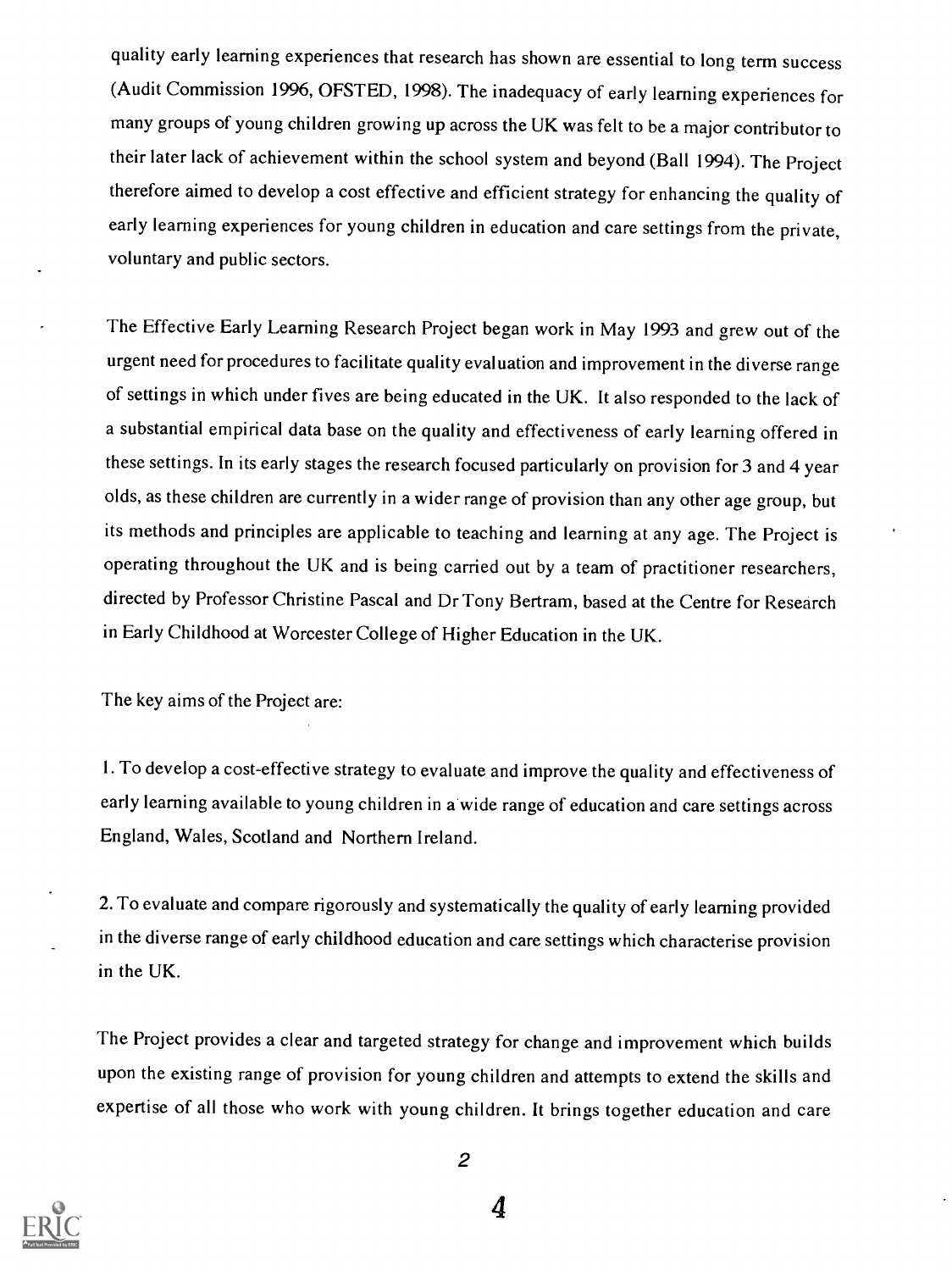quality early learning experiences that research has shown are essential to long term success (Audit Commission 1996, OFSTED, 1998). The inadequacy of early learning experiences for many groups of young children growing up across the UK was felt to be a major contributor to their later lack of achievement within the school system and beyond (Ball 1994). The Project therefore aimed to develop a cost effective and efficient strategy for enhancing the quality of early learning experiences for young children in education and care settings from the private, voluntary and public sectors.

The Effective Early Learning Research Project began work in May 1993 and grew out of the urgent need for procedures to facilitate quality evaluation and improvement in the diverse range of settings in which under fives are being educated in the UK. It also responded to the lack of a substantial empirical data base on the quality and effectiveness of early learning offered in these settings. In its early stages the research focused particularly on provision for 3 and 4 year olds, as these children are currently in a wider range of provision than any other age group, but its methods and principles are applicable to teaching and learning at any age. The Project is operating throughout the UK and is being carried out by a team of practitioner researchers, directed by Professor Christine Pascal and Dr Tony Bertram, based at the Centre for Research in Early Childhood at Worcester College of Higher Education in the UK.

The key aims of the Project are:

1. To develop a cost-effective strategy to evaluate and improve the quality and effectiveness of early learning available to young children in a wide range of education and care settings across England, Wales, Scotland and Northern Ireland.

2. To evaluate and compare rigorously and systematically the quality of early learning provided in the diverse range of early childhood education and care settings which characterise provision in the UK.

The Project provides a clear and targeted strategy for change and improvement which builds upon the existing range of provision for young children and attempts to extend the skills and expertise of all those who work with young children. It brings together education and care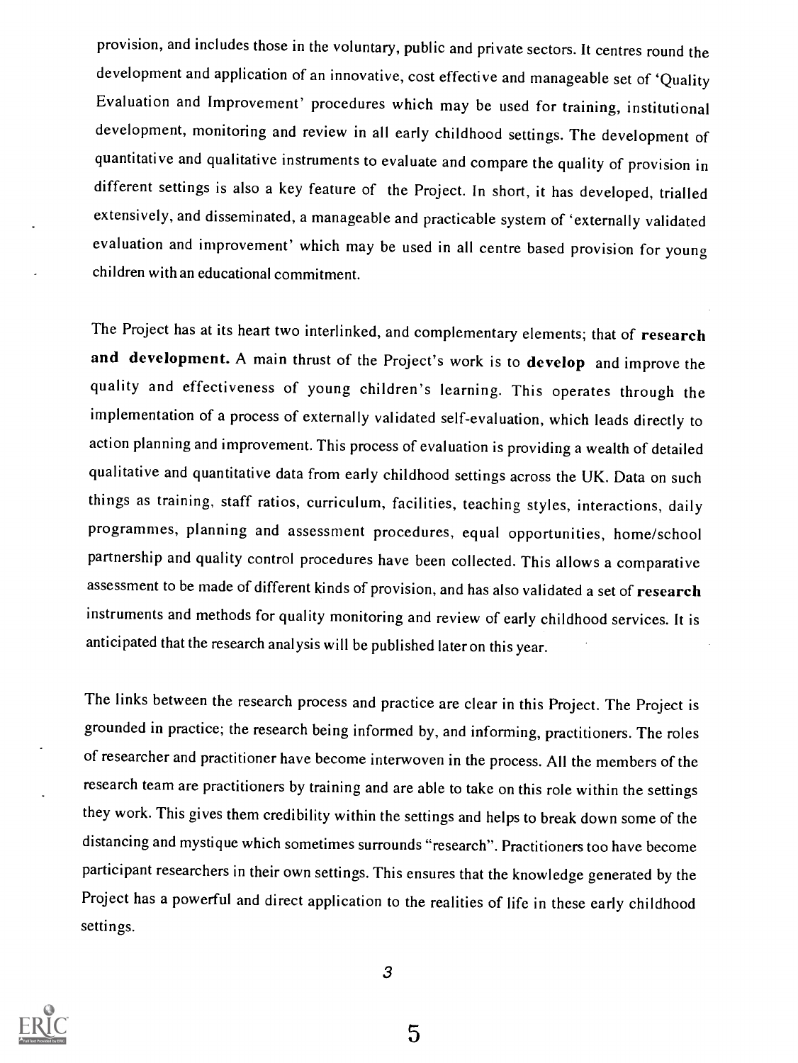provision, and includes those in the voluntary, public and private sectors. It centres round the development and application of an innovative, cost effective and manageable set of 'Quality Evaluation and Improvement' procedures which may be used for training, institutional development, monitoring and review in all early childhood settings. The development of quantitative and qualitative instruments to evaluate and compare the quality of provision in different settings is also a key feature of the Project. In short, it has developed, trialled extensively, and disseminated, a manageable and practicable system of 'externally validated evaluation and improvement' which may be used in all centre based provision for young children with an educational commitment.

The Project has at its heart two interlinked, and complementary elements; that of **research and development.** A main thrust of the Project's work is to **develop** and improve the quality and effectiveness of young children's learning. This operates through the implementation of a process of externally validated self-evaluation, which leads directly to action planning and improvement. This process of evaluation is providing a wealth of detailed qualitative and quantitative data from early childhood settings across the UK. Data on such things as training, staff ratios, curriculum, facilities, teaching styles, interactions, daily programmes, planning and assessment procedures, equal opportunities, home/school partnership and quality control procedures have been collected. This allows a comparative assessment to be made of different kinds of provision, and has also validated a set of **research** instruments and methods for quality monitoring and review of early childhood services. It is anticipated that the research analysis will be published later on this year.

The links between the research process and practice are clear in this Project. The Project is grounded in practice; the research being informed by, and informing, practitioners. The roles of researcher and practitioner have become interwoven in the process. All the members of the research team are practitioners by training and are able to take on this role within the settings they work. This gives them credibility within the settings and helps to break down some of the distancing and mystique which sometimes surrounds "research". Practitioners too have become participant researchers in their own settings. This ensures that the knowledge generated by the Project has a powerful and direct application to the realities of life in these early childhood settings.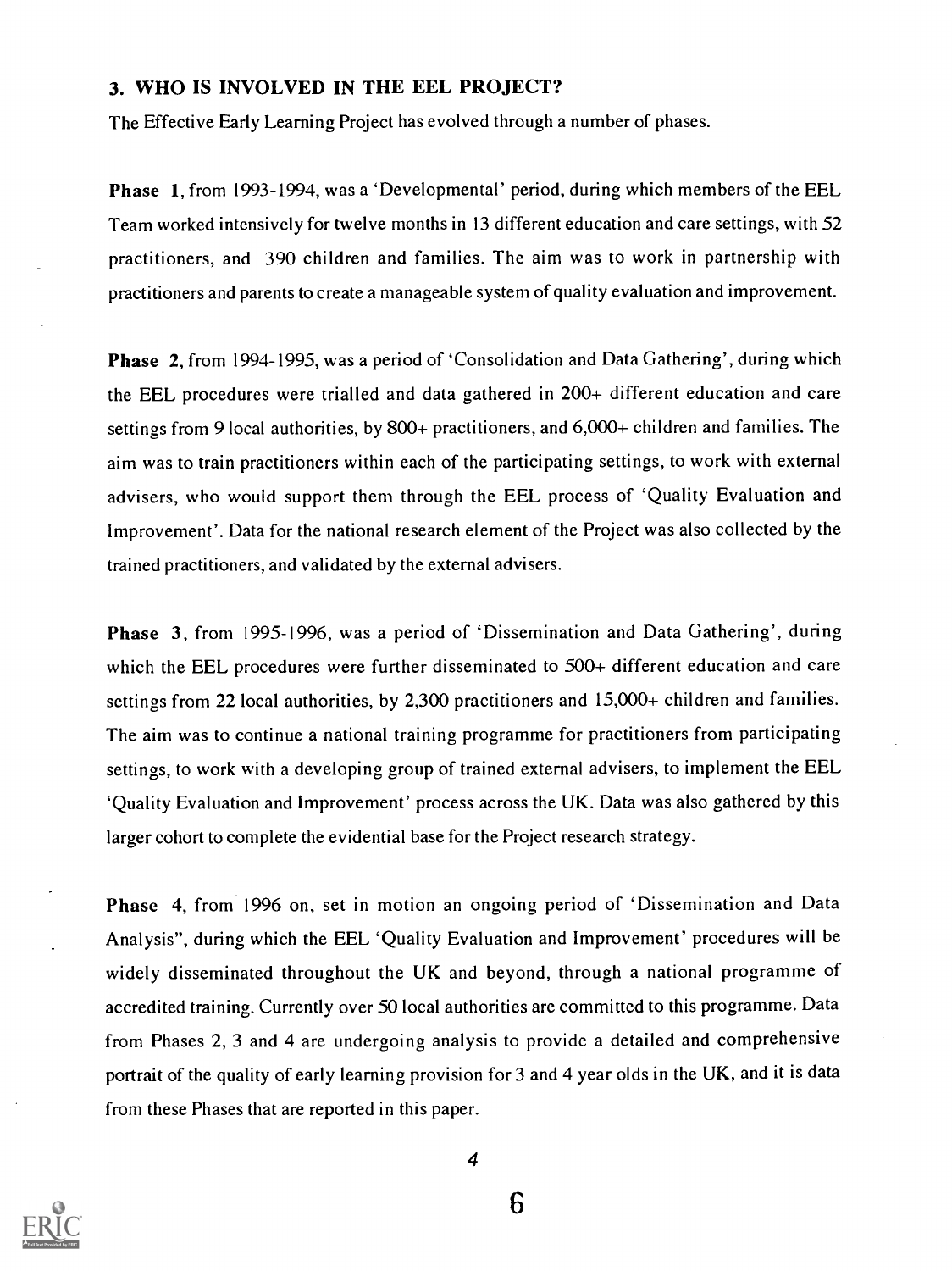### 3. WHO IS INVOLVED IN THE EEL PROJECT?

The Effective Early Learning Project has evolved through a number of phases.

**Phase 1**, from 1993-1994, was a 'Developmental' period, during which members of the EEL Team worked intensively for twelve months in 13 different education and care settings, with 52 practitioners, and 390 children and families. The aim was to work in partnership with practitioners and parents to create a manageable system of quality evaluation and improvement.

**Phase 2**, from 1994-1995, was a period of 'Consolidation and Data Gathering', during which the EEL procedures were trialled and data gathered in 200+ different education and care settings from 9 local authorities, by 800+ practitioners, and 6,000+ children and families. The aim was to train practitioners within each of the participating settings, to work with external advisers, who would support them through the EEL process of 'Quality Evaluation and Improvement'. Data for the national research element of the Project was also collected by the trained practitioners, and validated by the external advisers.

**Phase 3**, from 1995-1996, was a period of 'Dissemination and Data Gathering', during which the EEL procedures were further disseminated to 500+ different education and care settings from 22 local authorities, by 2,300 practitioners and 15,000+ children and families. The aim was to continue a national training programme for practitioners from participating settings, to work with a developing group of trained external advisers, to implement the EEL 'Quality Evaluation and Improvement' process across the UK. Data was also gathered by this larger cohort to complete the evidential base for the Project research strategy.

**Phase 4**, from 1996 on, set in motion an ongoing period of 'Dissemination and Data Analysis", during which the EEL 'Quality Evaluation and Improvement' procedures will be widely disseminated throughout the UK and beyond, through a national programme of accredited training. Currently over 50 local authorities are committed to this programme. Data from Phases 2, 3 and 4 are undergoing analysis to provide a detailed and comprehensive portrait of the quality of early learning provision for 3 and 4 year olds in the UK, and it is data from these Phases that are reported in this paper.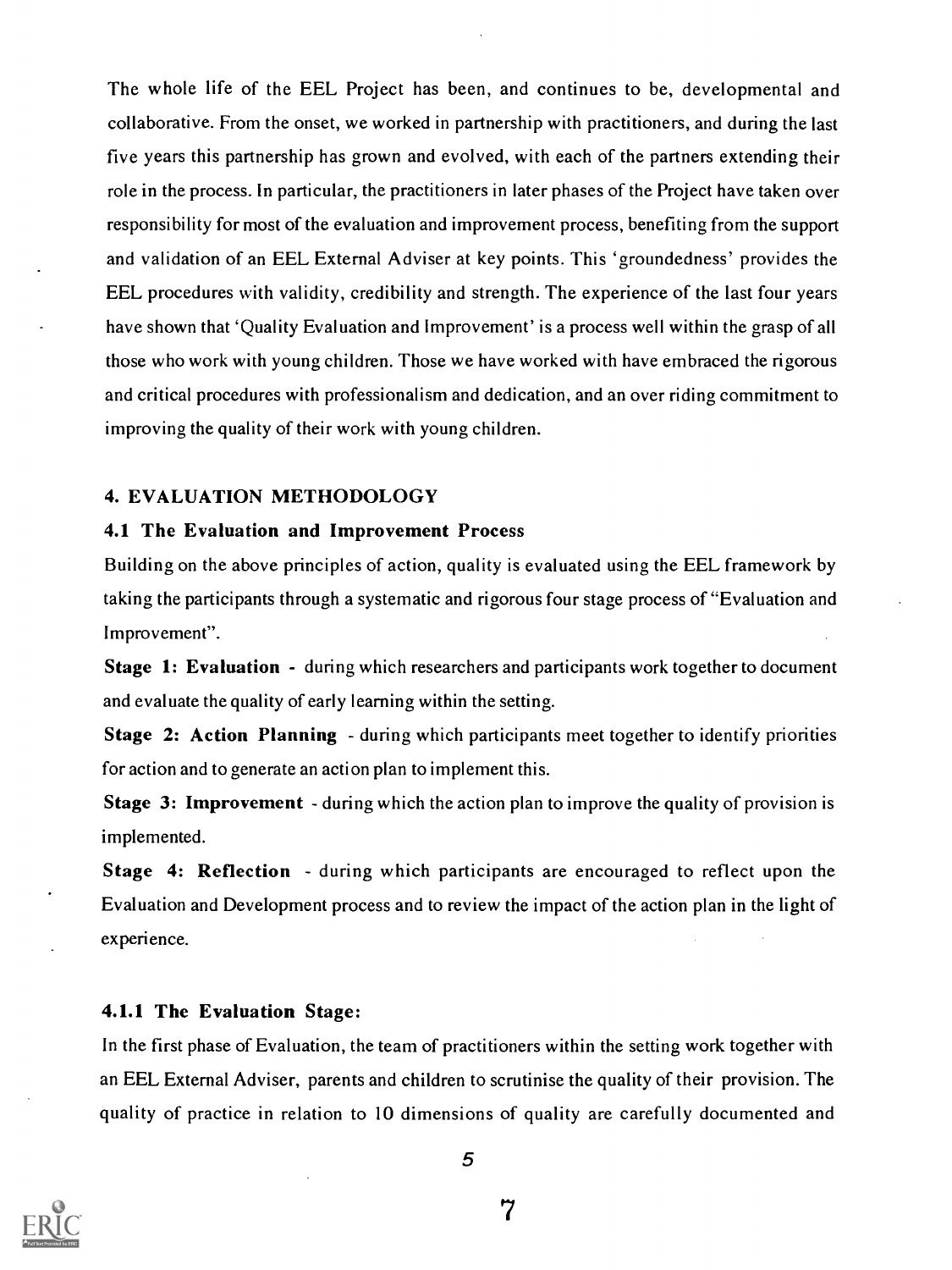The whole life of the EEL Project has been, and continues to be, developmental and collaborative. From the onset, we worked in partnership with practitioners, and during the last five years this partnership has grown and evolved, with each of the partners extending their role in the process. In particular, the practitioners in later phases of the Project have taken over responsibility for most of the evaluation and improvement process, benefiting from the support and validation of an EEL External Adviser at key points. This 'groundedness' provides the EEL procedures with validity, credibility and strength. The experience of the last four years have shown that 'Quality Evaluation and Improvement' is a process well within the grasp of all those who work with young children. Those we have worked with have embraced the rigorous and critical procedures with professionalism and dedication, and an over riding commitment to improving the quality of their work with young children.

## 4. EVALUATION METHODOLOGY

### 4.1 The Evaluation and Improvement Process

Building on the above principles of action, quality is evaluated using the EEL framework by taking the participants through a systematic and rigorous four stage process of "Evaluation and Improvement".

**Stage 1: Evaluation** - during which researchers and participants work together to document and evaluate the quality of early learning within the setting.

**Stage 2: Action Planning** - during which participants meet together to identify priorities for action and to generate an action plan to implement this.

**Stage 3: Improvement** - during which the action plan to improve the quality of provision is implemented.

**Stage 4: Reflection** - during which participants are encouraged to reflect upon the Evaluation and Development process and to review the impact of the action plan in the light of experience.

#### 4.1.1 The Evaluation Stage:

In the first phase of Evaluation, the team of practitioners within the setting work together with an EEL External Adviser, parents and children to scrutinise the quality of their provision. The quality of practice in relation to 10 dimensions of quality are carefully documented and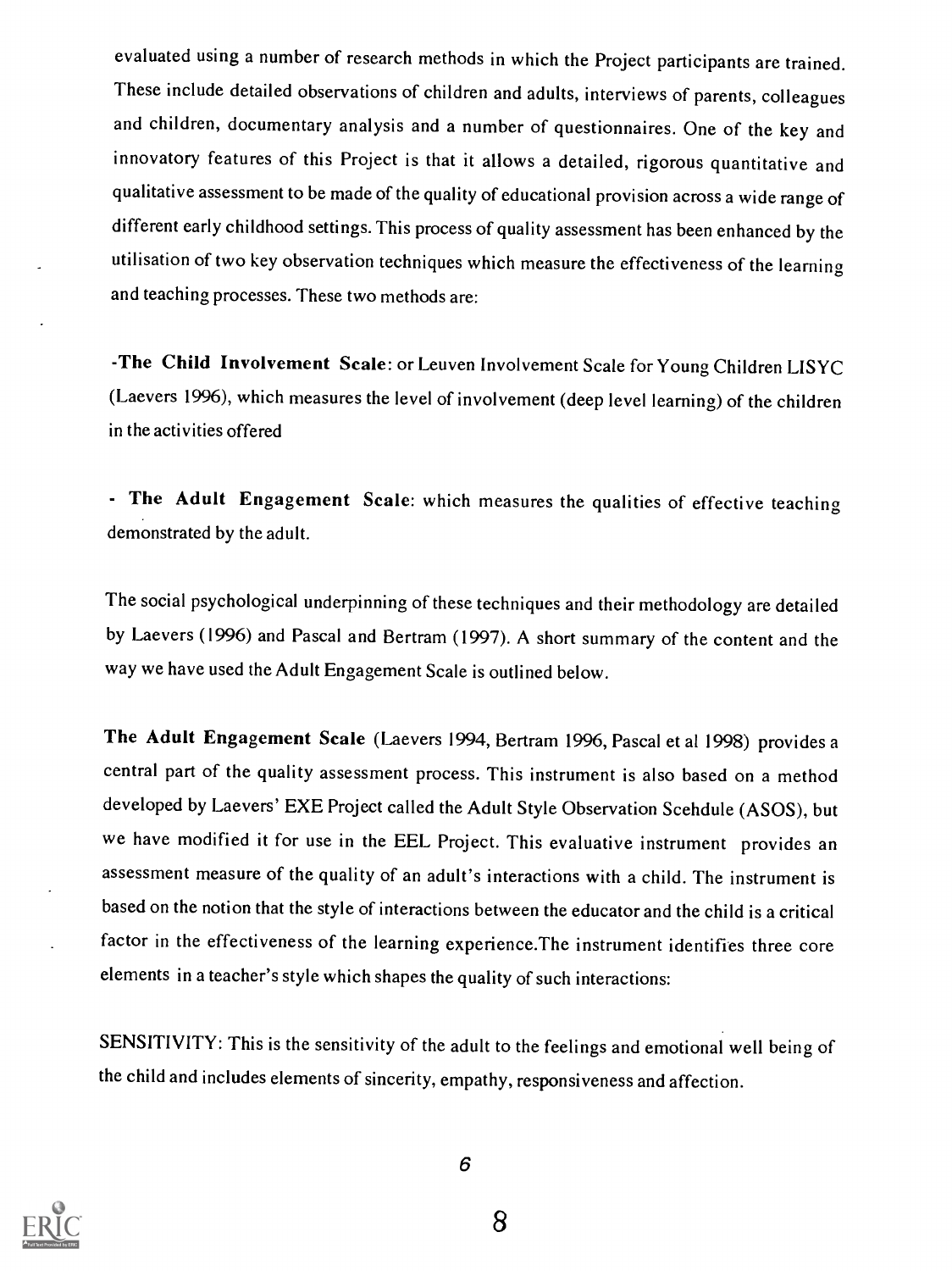evaluated using a number of research methods in which the Project participants are trained. These include detailed observations of children and adults, interviews of parents, colleagues and children, documentary analysis and a number of questionnaires. One of the key and innovatory features of this Project is that it allows a detailed, rigorous quantitative and qualitative assessment to be made of the quality of educational provision across a wide range of different early childhood settings. This process of quality assessment has been enhanced by the utilisation of two key observation techniques which measure the effectiveness of the learning and teaching processes. These two methods are:

-**The Child Involvement Scale**: or Leuven Involvement Scale for Young Children LISYC (Laevers 1996), which measures the level of involvement (deep level learning) of the children in the activities offered

- **The Adult Engagement Scale**: which measures the qualities of effective teaching demonstrated by the adult.

The social psychological underpinning of these techniques and their methodology are detailed by Laevers (1996) and Pascal and Bertram (1997). A short summary of the content and the way we have used the Adult Engagement Scale is outlined below.

**The Adult Engagement Scale** (Laevers 1994, Bertram 1996, Pascal et al 1998) provides a central part of the quality assessment process. This instrument is also based on a method developed by Laevers' EXE Project called the Adult Style Observation Scehdule (ASOS), but we have modified it for use in the EEL Project. This evaluative instrument provides an assessment measure of the quality of an adult's interactions with a child. The instrument is based on the notion that the style of interactions between the educator and the child is a critical factor in the effectiveness of the learning experience.The instrument identifies three core elements in a teacher's style which shapes the quality of such interactions:

SENSITIVITY: This is the sensitivity of the adult to the feelings and emotional well being of the child and includes elements of sincerity, empathy, responsiveness and affection.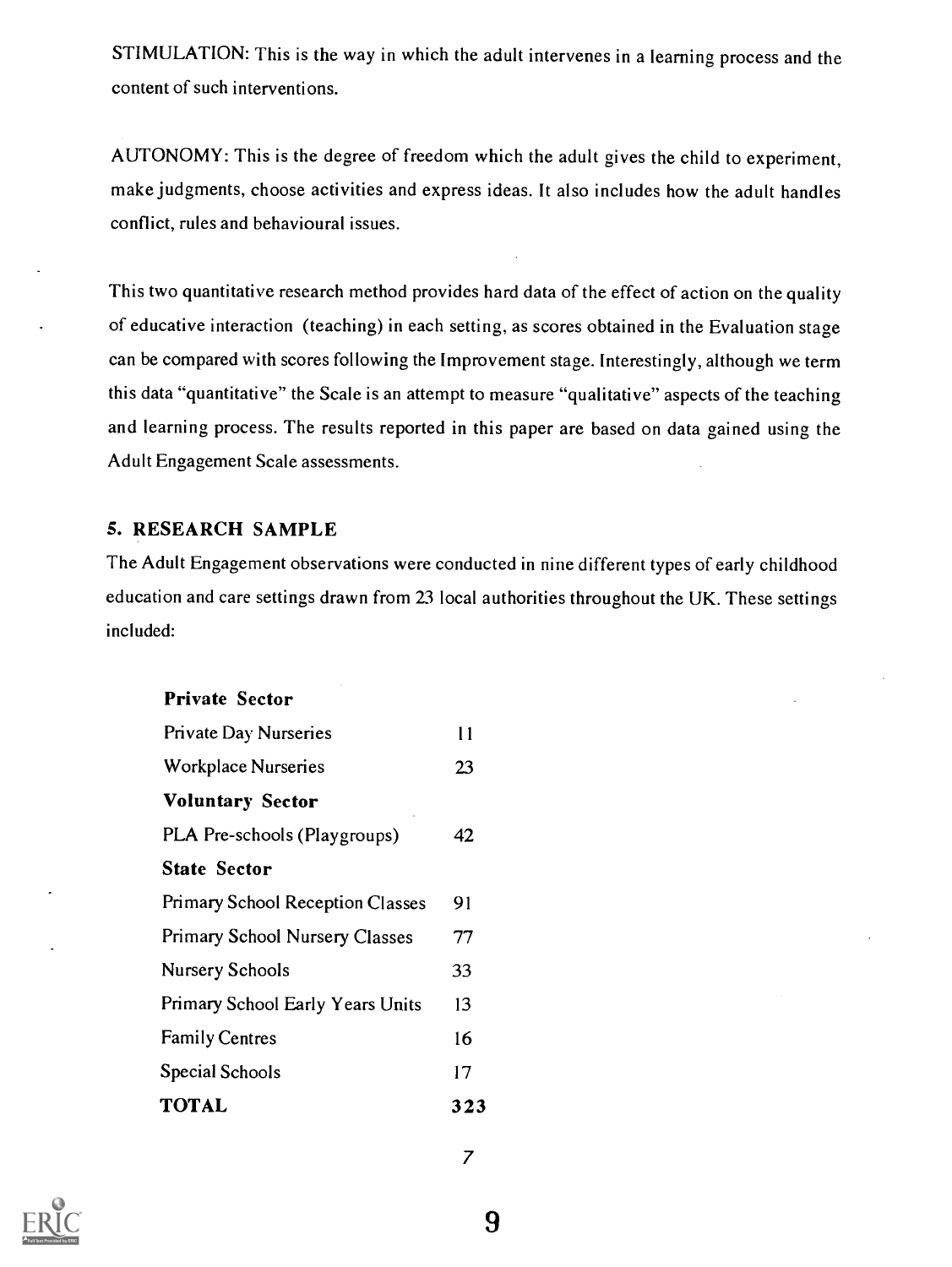STIMULATION: This is the way in which the adult intervenes in a learning process and the content of such interventions.

AUTONOMY: This is the degree of freedom which the adult gives the child to experiment, make judgments, choose activities and express ideas. It also includes how the adult handles conflict, rules and behavioural issues.

This two quantitative research method provides hard data of the effect of action on the quality of educative interaction (teaching) in each setting, as scores obtained in the Evaluation stage can be compared with scores following the Improvement stage. Interestingly, although we term this data "quantitative" the Scale is an attempt to measure "qualitative" aspects of the teaching and learning process. The results reported in this paper are based on data gained using the Adult Engagement Scale assessments.

## 5. RESEARCH SAMPLE

The Adult Engagement observations were conducted in nine different types of early childhood education and care settings drawn from 23 local authorities throughout the UK. These settings included:

| | |
|---|---|
| **Private Sector** | |
| Private Day Nurseries | 11 |
| Workplace Nurseries | 23 |
| **Voluntary Sector** | |
| PLA Pre-schools (Playgroups) | 42 |
| **State Sector** | |
| Primary School Reception Classes | 91 |
| Primary School Nursery Classes | 77 |
| Nursery Schools | 33 |
| Primary School Early Years Units | 13 |
| Family Centres | 16 |
| Special Schools | 17 |
| **TOTAL** | **323** |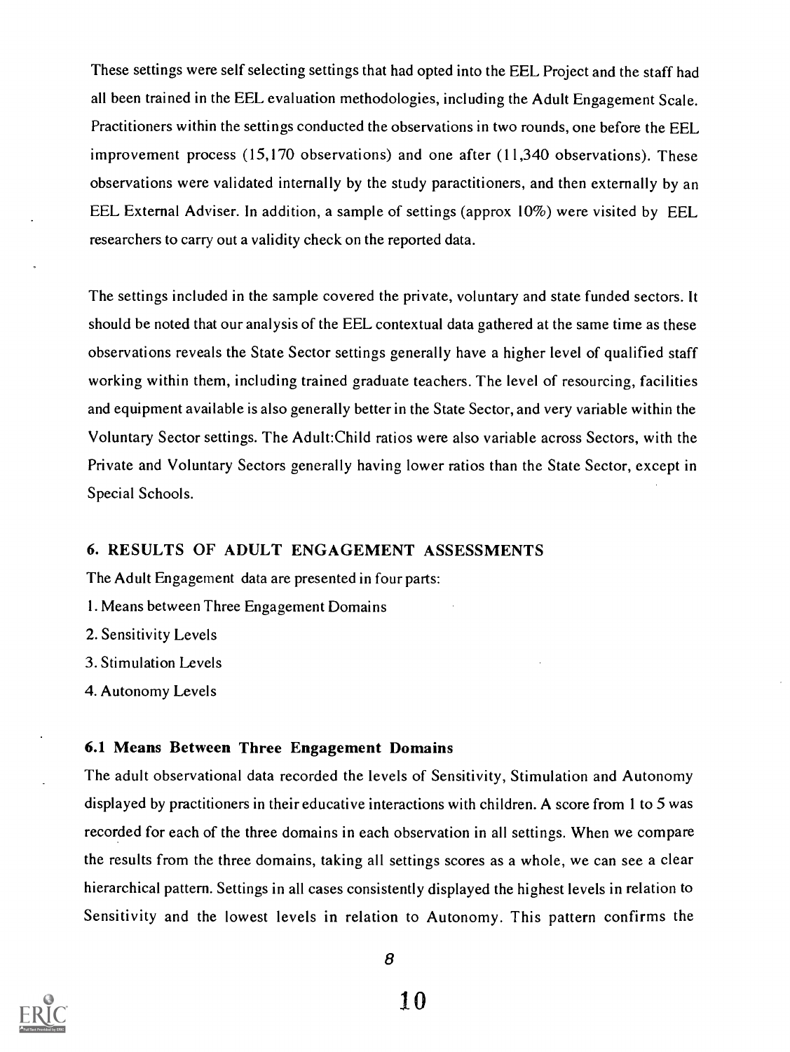These settings were self selecting settings that had opted into the EEL Project and the staff had all been trained in the EEL evaluation methodologies, including the Adult Engagement Scale. Practitioners within the settings conducted the observations in two rounds, one before the EEL improvement process (15,170 observations) and one after (11,340 observations). These observations were validated internally by the study paractitioners, and then externally by an EEL External Adviser. In addition, a sample of settings (approx 10%) were visited by EEL researchers to carry out a validity check on the reported data.

The settings included in the sample covered the private, voluntary and state funded sectors. It should be noted that our analysis of the EEL contextual data gathered at the same time as these observations reveals the State Sector settings generally have a higher level of qualified staff working within them, including trained graduate teachers. The level of resourcing, facilities and equipment available is also generally better in the State Sector, and very variable within the Voluntary Sector settings. The Adult:Child ratios were also variable across Sectors, with the Private and Voluntary Sectors generally having lower ratios than the State Sector, except in Special Schools.

## 6. RESULTS OF ADULT ENGAGEMENT ASSESSMENTS

The Adult Engagement data are presented in four parts:

1. Means between Three Engagement Domains
2. Sensitivity Levels
3. Stimulation Levels
4. Autonomy Levels

### 6.1 Means Between Three Engagement Domains

The adult observational data recorded the levels of Sensitivity, Stimulation and Autonomy displayed by practitioners in their educative interactions with children. A score from 1 to 5 was recorded for each of the three domains in each observation in all settings. When we compare the results from the three domains, taking all settings scores as a whole, we can see a clear hierarchical pattern. Settings in all cases consistently displayed the highest levels in relation to Sensitivity and the lowest levels in relation to Autonomy. This pattern confirms the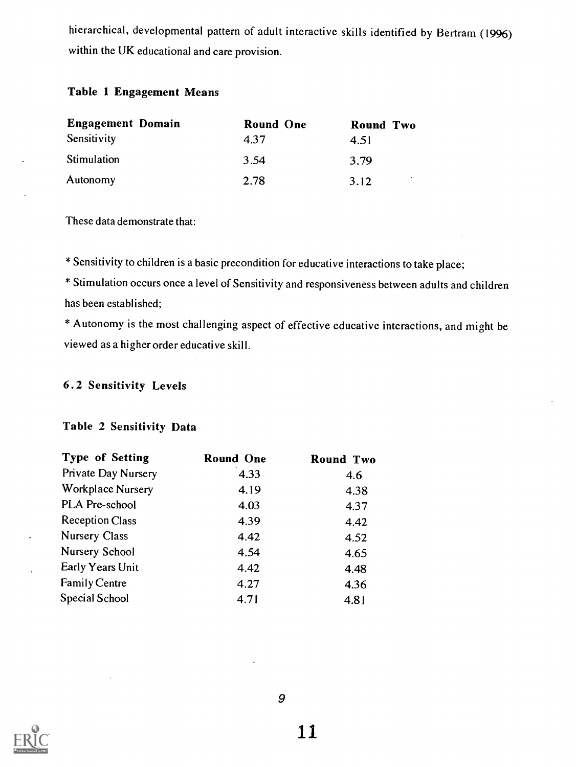hierarchical, developmental pattern of adult interactive skills identified by Bertram (1996) within the UK educational and care provision.

**Table 1 Engagement Means**

| Engagement Domain | Round One | Round Two |
|---|---|---|
| Sensitivity | 4.37 | 4.51 |
| Stimulation | 3.54 | 3.79 |
| Autonomy | 2.78 | 3.12 |

These data demonstrate that:

* Sensitivity to children is a basic precondition for educative interactions to take place;
* Stimulation occurs once a level of Sensitivity and responsiveness between adults and children has been established;
* Autonomy is the most challenging aspect of effective educative interactions, and might be viewed as a higher order educative skill.

### 6.2 Sensitivity Levels

**Table 2 Sensitivity Data**

| Type of Setting | Round One | Round Two |
|---|---|---|
| Private Day Nursery | 4.33 | 4.6 |
| Workplace Nursery | 4.19 | 4.38 |
| PLA Pre-school | 4.03 | 4.37 |
| Reception Class | 4.39 | 4.42 |
| Nursery Class | 4.42 | 4.52 |
| Nursery School | 4.54 | 4.65 |
| Early Years Unit | 4.42 | 4.48 |
| Family Centre | 4.27 | 4.36 |
| Special School | 4.71 | 4.81 |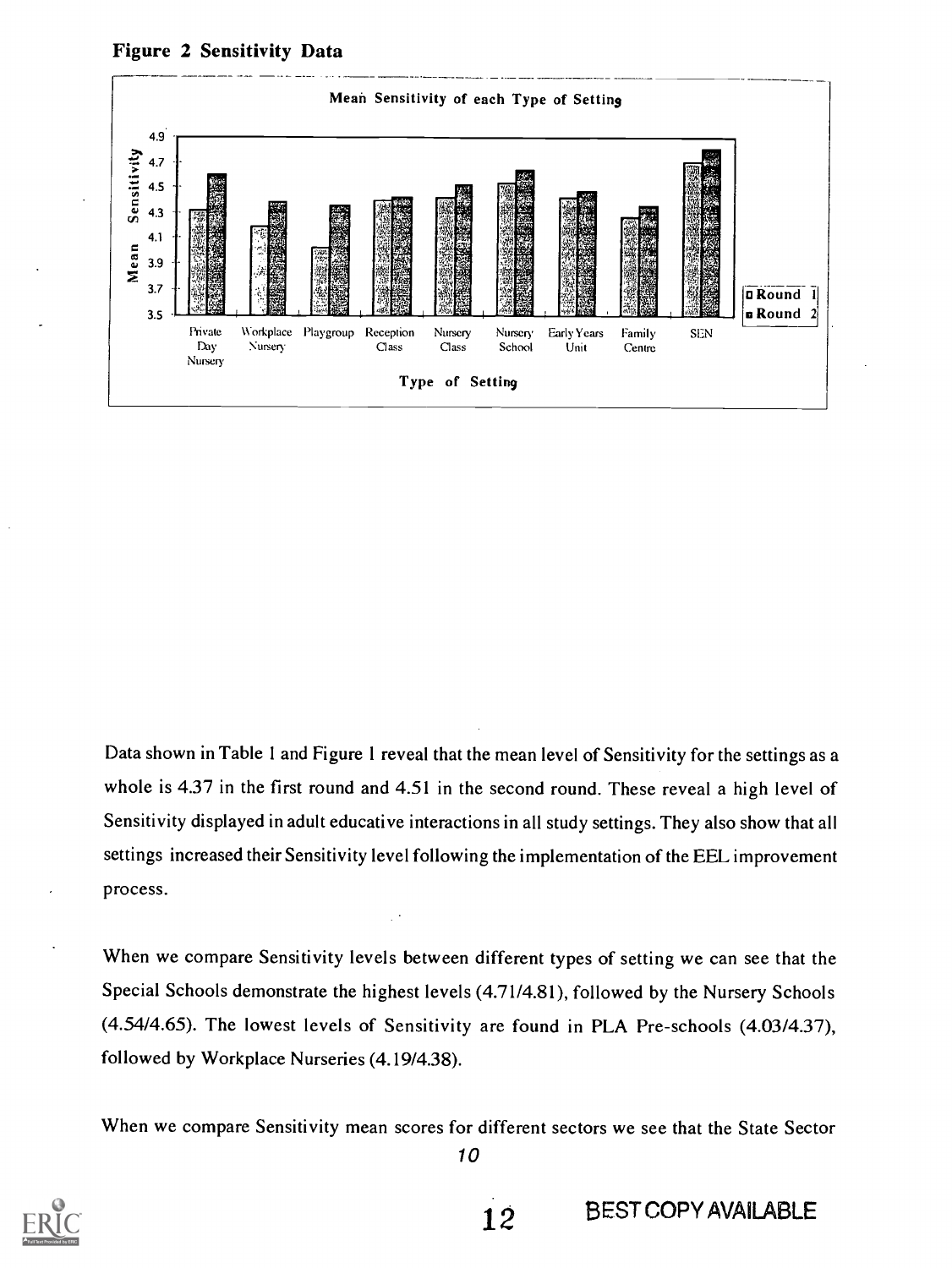**Figure 2 Sensitivity Data**

Data shown in Table 1 and Figure 1 reveal that the mean level of Sensitivity for the settings as a whole is 4.37 in the first round and 4.51 in the second round. These reveal a high level of Sensitivity displayed in adult educative interactions in all study settings. They also show that all settings increased their Sensitivity level following the implementation of the EEL improvement process.

When we compare Sensitivity levels between different types of setting we can see that the Special Schools demonstrate the highest levels (4.71/4.81), followed by the Nursery Schools (4.54/4.65). The lowest levels of Sensitivity are found in PLA Pre-schools (4.03/4.37), followed by Workplace Nurseries (4.19/4.38).

When we compare Sensitivity mean scores for different sectors we see that the State Sector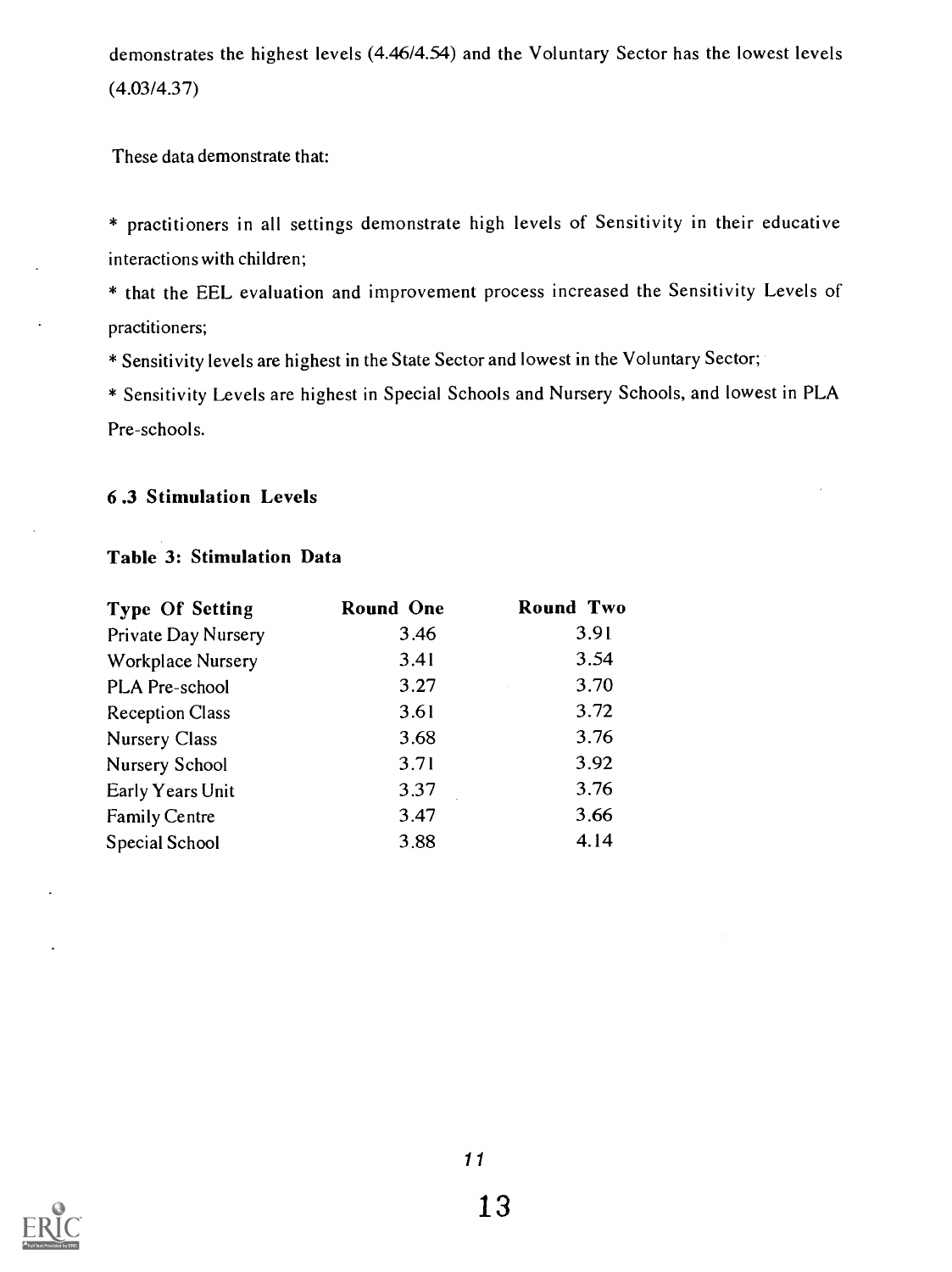demonstrates the highest levels (4.46/4.54) and the Voluntary Sector has the lowest levels (4.03/4.37)

These data demonstrate that:

* practitioners in all settings demonstrate high levels of Sensitivity in their educative interactions with children;

* that the EEL evaluation and improvement process increased the Sensitivity Levels of practitioners;

* Sensitivity levels are highest in the State Sector and lowest in the Voluntary Sector;

* Sensitivity Levels are highest in Special Schools and Nursery Schools, and lowest in PLA Pre-schools.

### 6.3 Stimulation Levels

**Table 3: Stimulation Data**

| Type Of Setting | Round One | Round Two |
|---|---|---|
| Private Day Nursery | 3.46 | 3.91 |
| Workplace Nursery | 3.41 | 3.54 |
| PLA Pre-school | 3.27 | 3.70 |
| Reception Class | 3.61 | 3.72 |
| Nursery Class | 3.68 | 3.76 |
| Nursery School | 3.71 | 3.92 |
| Early Years Unit | 3.37 | 3.76 |
| Family Centre | 3.47 | 3.66 |
| Special School | 3.88 | 4.14 |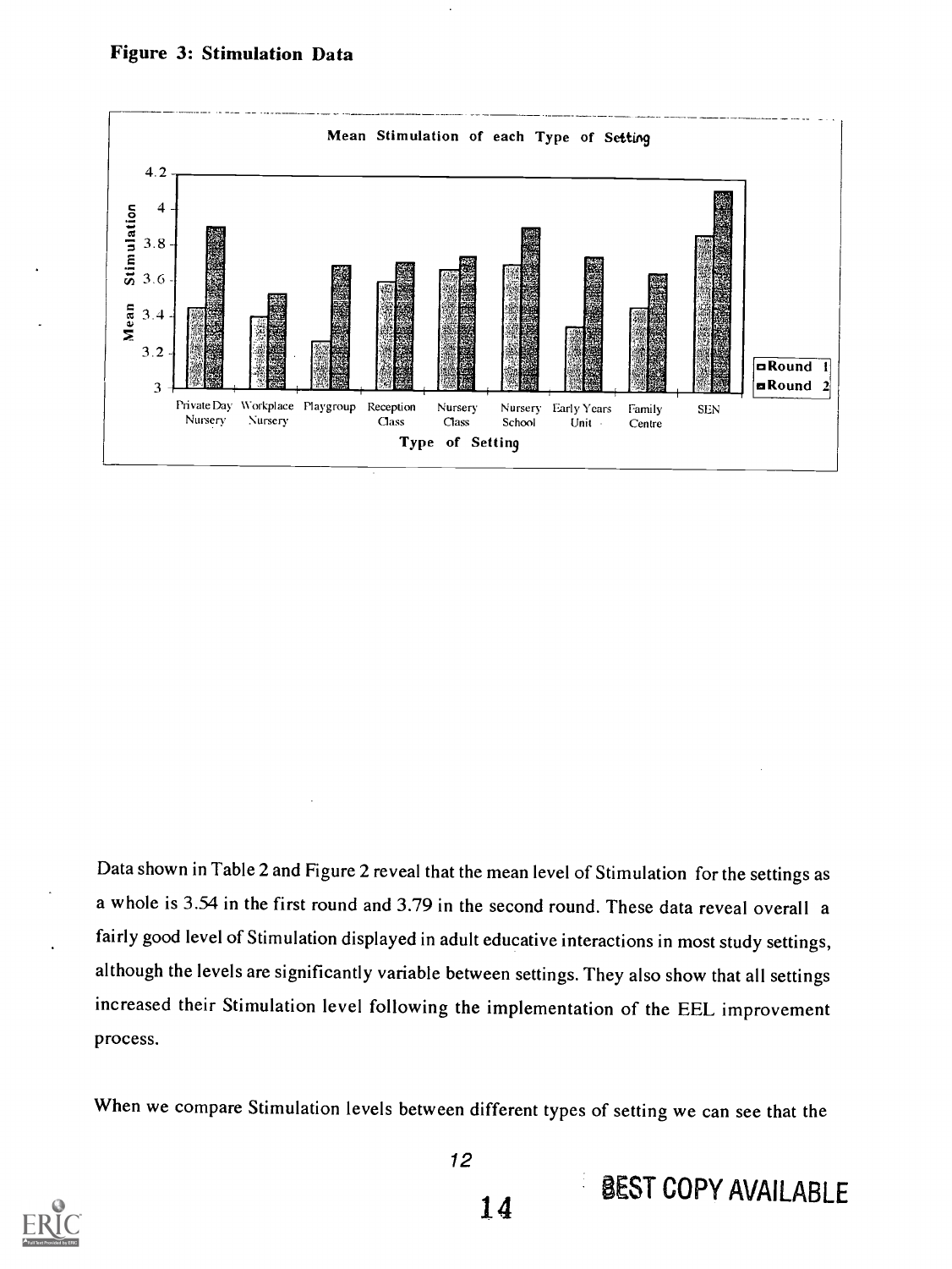**Figure 3: Stimulation Data**

Data shown in Table 2 and Figure 2 reveal that the mean level of Stimulation for the settings as a whole is 3.54 in the first round and 3.79 in the second round. These data reveal overall a fairly good level of Stimulation displayed in adult educative interactions in most study settings, although the levels are significantly variable between settings. They also show that all settings increased their Stimulation level following the implementation of the EEL improvement process.

When we compare Stimulation levels between different types of setting we can see that the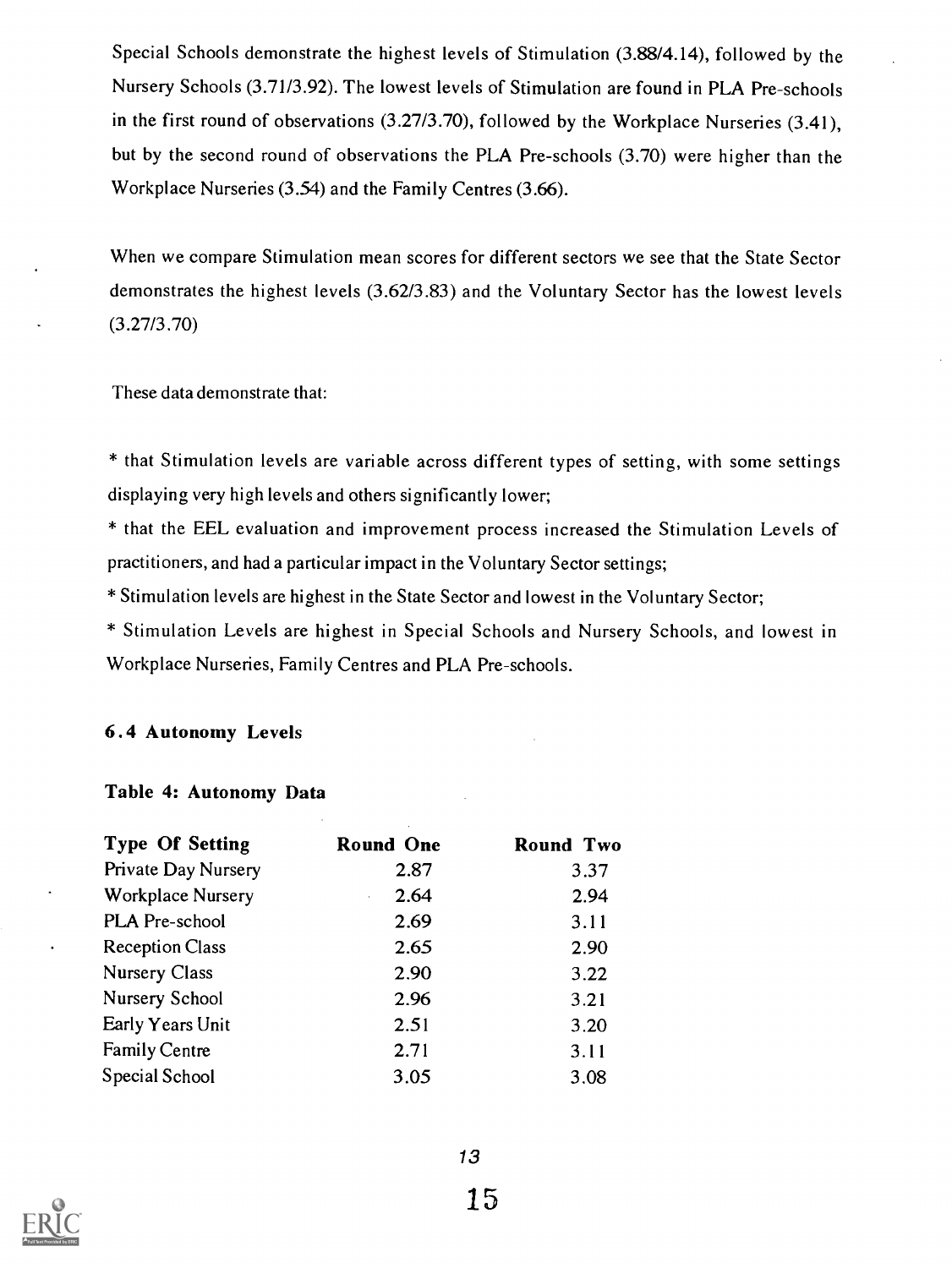Special Schools demonstrate the highest levels of Stimulation (3.88/4.14), followed by the Nursery Schools (3.71/3.92). The lowest levels of Stimulation are found in PLA Pre-schools in the first round of observations (3.27/3.70), followed by the Workplace Nurseries (3.41), but by the second round of observations the PLA Pre-schools (3.70) were higher than the Workplace Nurseries (3.54) and the Family Centres (3.66).

When we compare Stimulation mean scores for different sectors we see that the State Sector demonstrates the highest levels (3.62/3.83) and the Voluntary Sector has the lowest levels (3.27/3.70)

These data demonstrate that:

* that Stimulation levels are variable across different types of setting, with some settings displaying very high levels and others significantly lower;
* that the EEL evaluation and improvement process increased the Stimulation Levels of practitioners, and had a particular impact in the Voluntary Sector settings;
* Stimulation levels are highest in the State Sector and lowest in the Voluntary Sector;
* Stimulation Levels are highest in Special Schools and Nursery Schools, and lowest in Workplace Nurseries, Family Centres and PLA Pre-schools.

### 6.4 Autonomy Levels

**Table 4: Autonomy Data**

| Type Of Setting | Round One | Round Two |
|---|---|---|
| Private Day Nursery | 2.87 | 3.37 |
| Workplace Nursery | 2.64 | 2.94 |
| PLA Pre-school | 2.69 | 3.11 |
| Reception Class | 2.65 | 2.90 |
| Nursery Class | 2.90 | 3.22 |
| Nursery School | 2.96 | 3.21 |
| Early Years Unit | 2.51 | 3.20 |
| Family Centre | 2.71 | 3.11 |
| Special School | 3.05 | 3.08 |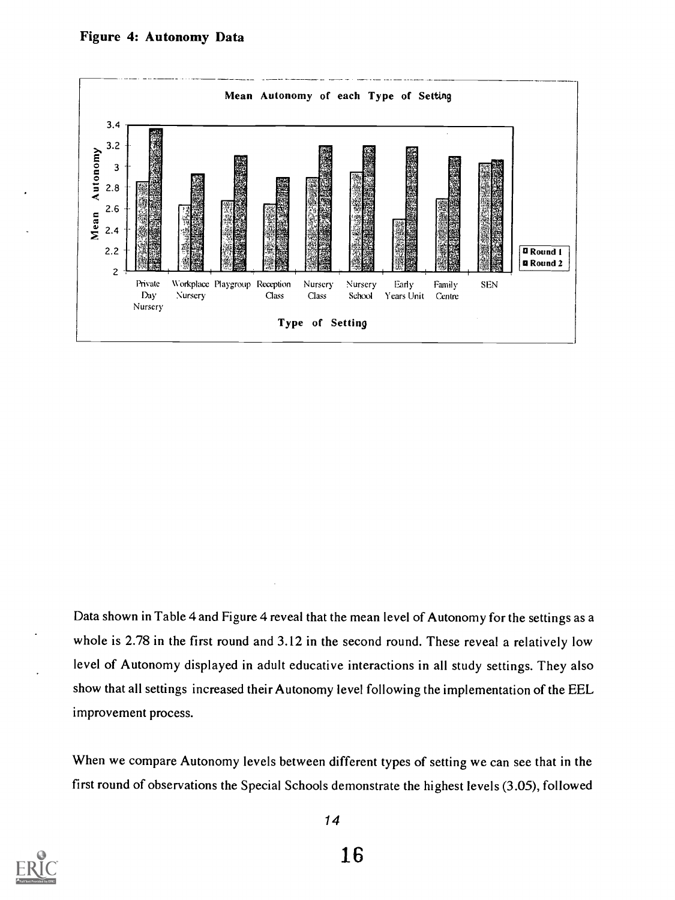**Figure 4: Autonomy Data**

Data shown in Table 4 and Figure 4 reveal that the mean level of Autonomy for the settings as a whole is 2.78 in the first round and 3.12 in the second round. These reveal a relatively low level of Autonomy displayed in adult educative interactions in all study settings. They also show that all settings increased their Autonomy level following the implementation of the EEL improvement process.

When we compare Autonomy levels between different types of setting we can see that in the first round of observations the Special Schools demonstrate the highest levels (3.05), followed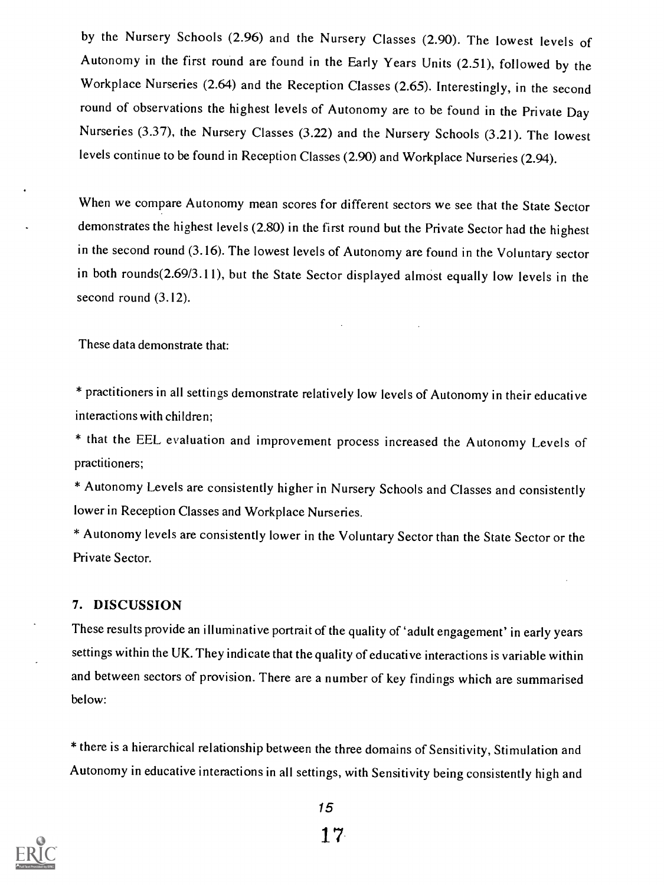by the Nursery Schools (2.96) and the Nursery Classes (2.90). The lowest levels of Autonomy in the first round are found in the Early Years Units (2.51), followed by the Workplace Nurseries (2.64) and the Reception Classes (2.65). Interestingly, in the second round of observations the highest levels of Autonomy are to be found in the Private Day Nurseries (3.37), the Nursery Classes (3.22) and the Nursery Schools (3.21). The lowest levels continue to be found in Reception Classes (2.90) and Workplace Nurseries (2.94).

When we compare Autonomy mean scores for different sectors we see that the State Sector demonstrates the highest levels (2.80) in the first round but the Private Sector had the highest in the second round (3.16). The lowest levels of Autonomy are found in the Voluntary sector in both rounds(2.69/3.11), but the State Sector displayed almost equally low levels in the second round (3.12).

These data demonstrate that:

* practitioners in all settings demonstrate relatively low levels of Autonomy in their educative interactions with children;
* that the EEL evaluation and improvement process increased the Autonomy Levels of practitioners;
* Autonomy Levels are consistently higher in Nursery Schools and Classes and consistently lower in Reception Classes and Workplace Nurseries.
* Autonomy levels are consistently lower in the Voluntary Sector than the State Sector or the Private Sector.

## 7. DISCUSSION

These results provide an illuminative portrait of the quality of 'adult engagement' in early years settings within the UK. They indicate that the quality of educative interactions is variable within and between sectors of provision. There are a number of key findings which are summarised below:

* there is a hierarchical relationship between the three domains of Sensitivity, Stimulation and Autonomy in educative interactions in all settings, with Sensitivity being consistently high and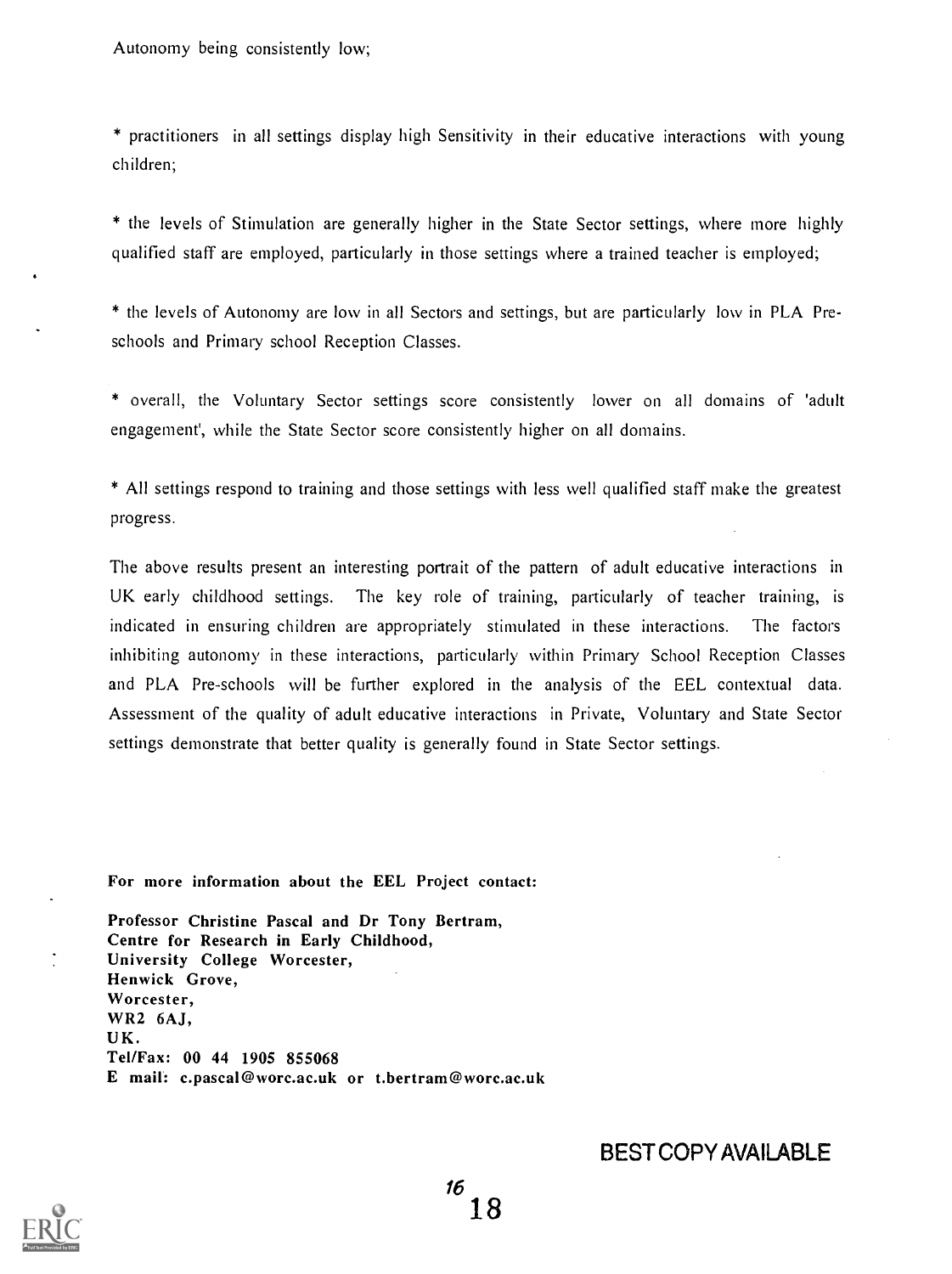Autonomy being consistently low;

* practitioners in all settings display high Sensitivity in their educative interactions with young children;

* the levels of Stimulation are generally higher in the State Sector settings, where more highly qualified staff are employed, particularly in those settings where a trained teacher is employed;

* the levels of Autonomy are low in all Sectors and settings, but are particularly low in PLA Pre-schools and Primary school Reception Classes.

* overall, the Voluntary Sector settings score consistently lower on all domains of 'adult engagement', while the State Sector score consistently higher on all domains.

* All settings respond to training and those settings with less well qualified staff make the greatest progress.

The above results present an interesting portrait of the pattern of adult educative interactions in UK early childhood settings. The key role of training, particularly of teacher training, is indicated in ensuring children are appropriately stimulated in these interactions. The factors inhibiting autonomy in these interactions, particularly within Primary School Reception Classes and PLA Pre-schools will be further explored in the analysis of the EEL contextual data. Assessment of the quality of adult educative interactions in Private, Voluntary and State Sector settings demonstrate that better quality is generally found in State Sector settings.

**For more information about the EEL Project contact:**

**Professor Christine Pascal and Dr Tony Bertram,**
**Centre for Research in Early Childhood,**
**University College Worcester,**
**Henwick Grove,**
**Worcester,**
**WR2 6AJ,**
**UK.**
**Tel/Fax: 00 44 1905 855068**
**E mail: c.pascal@worc.ac.uk or t.bertram@worc.ac.uk**

BEST COPY AVAILABLE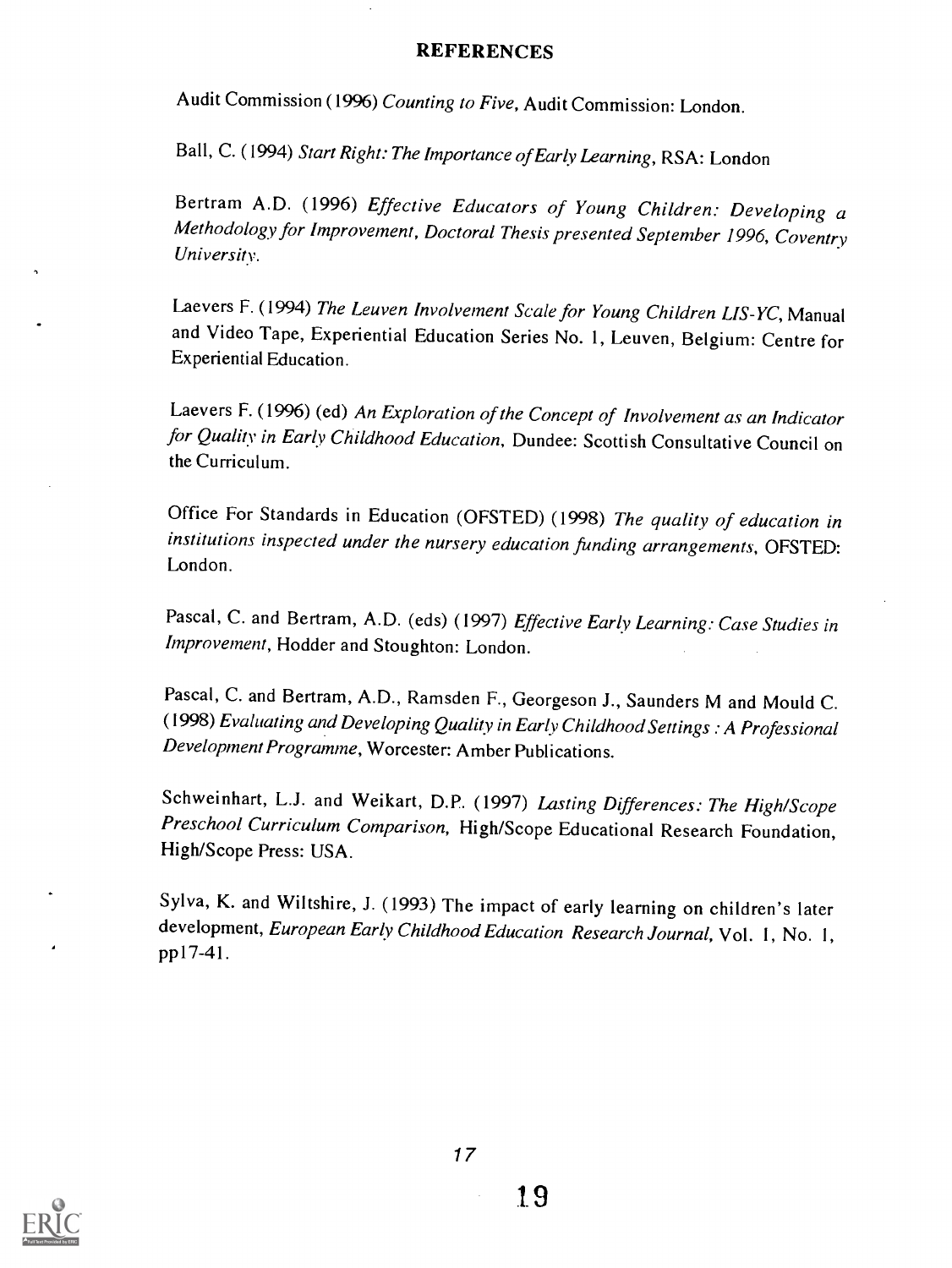## REFERENCES

Audit Commission (1996) *Counting to Five*, Audit Commission: London.

Ball, C. (1994) *Start Right: The Importance of Early Learning*, RSA: London

Bertram A.D. (1996) *Effective Educators of Young Children: Developing a Methodology for Improvement, Doctoral Thesis presented September 1996, Coventry University.*

Laevers F. (1994) *The Leuven Involvement Scale for Young Children LIS-YC*, Manual and Video Tape, Experiential Education Series No. 1, Leuven, Belgium: Centre for Experiential Education.

Laevers F. (1996) (ed) *An Exploration of the Concept of Involvement as an Indicator for Quality in Early Childhood Education*, Dundee: Scottish Consultative Council on the Curriculum.

Office For Standards in Education (OFSTED) (1998) *The quality of education in institutions inspected under the nursery education funding arrangements*, OFSTED: London.

Pascal, C. and Bertram, A.D. (eds) (1997) *Effective Early Learning: Case Studies in Improvement*, Hodder and Stoughton: London.

Pascal, C. and Bertram, A.D., Ramsden F., Georgeson J., Saunders M and Mould C. (1998) *Evaluating and Developing Quality in Early Childhood Settings : A Professional Development Programme*, Worcester: Amber Publications.

Schweinhart, L.J. and Weikart, D.P. (1997) *Lasting Differences: The High/Scope Preschool Curriculum Comparison*, High/Scope Educational Research Foundation, High/Scope Press: USA.

Sylva, K. and Wiltshire, J. (1993) The impact of early learning on children's later development, *European Early Childhood Education Research Journal*, Vol. 1, No. 1, pp17-41.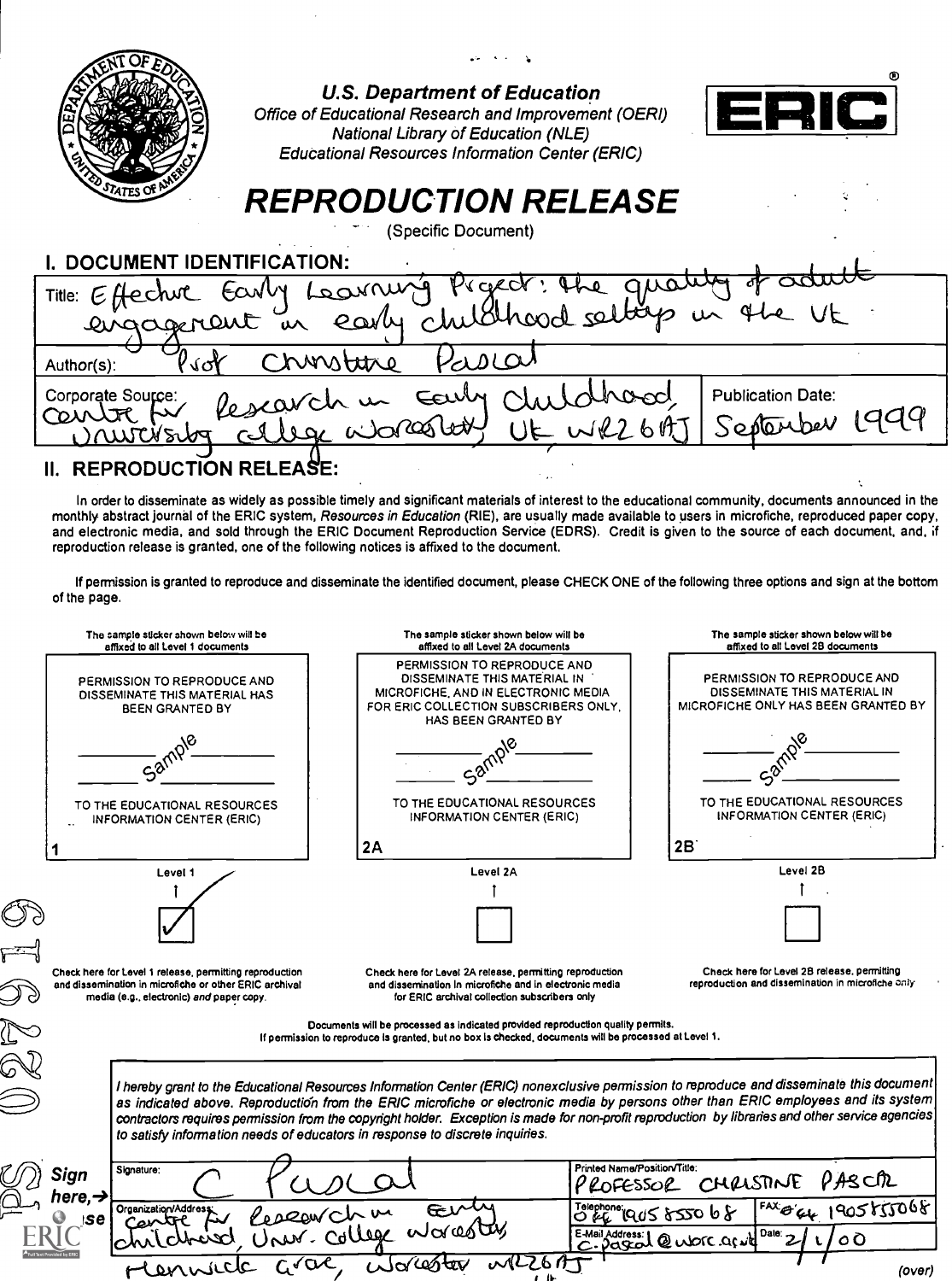U.S. Department of Education
Office of Educational Research and Improvement (OERI)
National Library of Education (NLE)
Educational Resources Information Center (ERIC)

ERIC®

# REPRODUCTION RELEASE

(Specific Document)

## I. DOCUMENT IDENTIFICATION:

| | |
|---|---|
| Title: Effective Early Learning Project: the quality of adult engagement in early childhood settings in the UK | |
| Author(s): Prof Christine Pascal | |
| Corporate Source: Centre for Research in Early Childhood, University College Worcester, UK WR2 6AJ | Publication Date: September 1999 |

## II. REPRODUCTION RELEASE:

In order to disseminate as widely as possible timely and significant materials of interest to the educational community, documents announced in the monthly abstract journal of the ERIC system, *Resources in Education* (RIE), are usually made available to users in microfiche, reproduced paper copy, and electronic media, and sold through the ERIC Document Reproduction Service (EDRS). Credit is given to the source of each document, and, if reproduction release is granted, one of the following notices is affixed to the document.

If permission is granted to reproduce and disseminate the identified document, please CHECK ONE of the following three options and sign at the bottom of the page.

| The sample sticker shown below will be affixed to all Level 1 documents | The sample sticker shown below will be affixed to all Level 2A documents | The sample sticker shown below will be affixed to all Level 2B documents |
|---|---|---|
| PERMISSION TO REPRODUCE AND DISSEMINATE THIS MATERIAL HAS BEEN GRANTED BY<br>Sample<br>TO THE EDUCATIONAL RESOURCES INFORMATION CENTER (ERIC) | PERMISSION TO REPRODUCE AND DISSEMINATE THIS MATERIAL IN MICROFICHE, AND IN ELECTRONIC MEDIA FOR ERIC COLLECTION SUBSCRIBERS ONLY, HAS BEEN GRANTED BY<br>Sample<br>TO THE EDUCATIONAL RESOURCES INFORMATION CENTER (ERIC) | PERMISSION TO REPRODUCE AND DISSEMINATE THIS MATERIAL IN MICROFICHE ONLY HAS BEEN GRANTED BY<br>Sample<br>TO THE EDUCATIONAL RESOURCES INFORMATION CENTER (ERIC) |
| 1 | 2A | 2B |
| Level 1 | Level 2A | Level 2B |
| [✓] | [ ] | [ ] |
| Check here for Level 1 release, permitting reproduction and dissemination in microfiche or other ERIC archival media (e.g., electronic) *and* paper copy. | Check here for Level 2A release, permitting reproduction and dissemination in microfiche and in electronic media for ERIC archival collection subscribers only | Check here for Level 2B release, permitting reproduction and dissemination in microfiche only |

Documents will be processed as indicated provided reproduction quality permits.
If permission to reproduce is granted, but no box is checked, documents will be processed at Level 1.

*I hereby grant to the Educational Resources Information Center (ERIC) nonexclusive permission to reproduce and disseminate this document as indicated above. Reproduction from the ERIC microfiche or electronic media by persons other than ERIC employees and its system contractors requires permission from the copyright holder. Exception is made for non-profit reproduction by libraries and other service agencies to satisfy information needs of educators in response to discrete inquiries.*

Sign here,→ please

| | | |
|---|---|---|
| Signature: C Pascal | Printed Name/Position/Title: PROFESSOR CHRISTINE PASCAL | |
| Organization/Address: Centre for Research in Early Childhood, Univ. College Worcester, Henwick Grove, Worcester WR2 6AJ | Telephone: 0044 1905 855068 | FAX: 0044 1905 855068 |
| | E-Mail Address: c.pascal@worc.ac.uk | Date: 2/1/00 |

(over)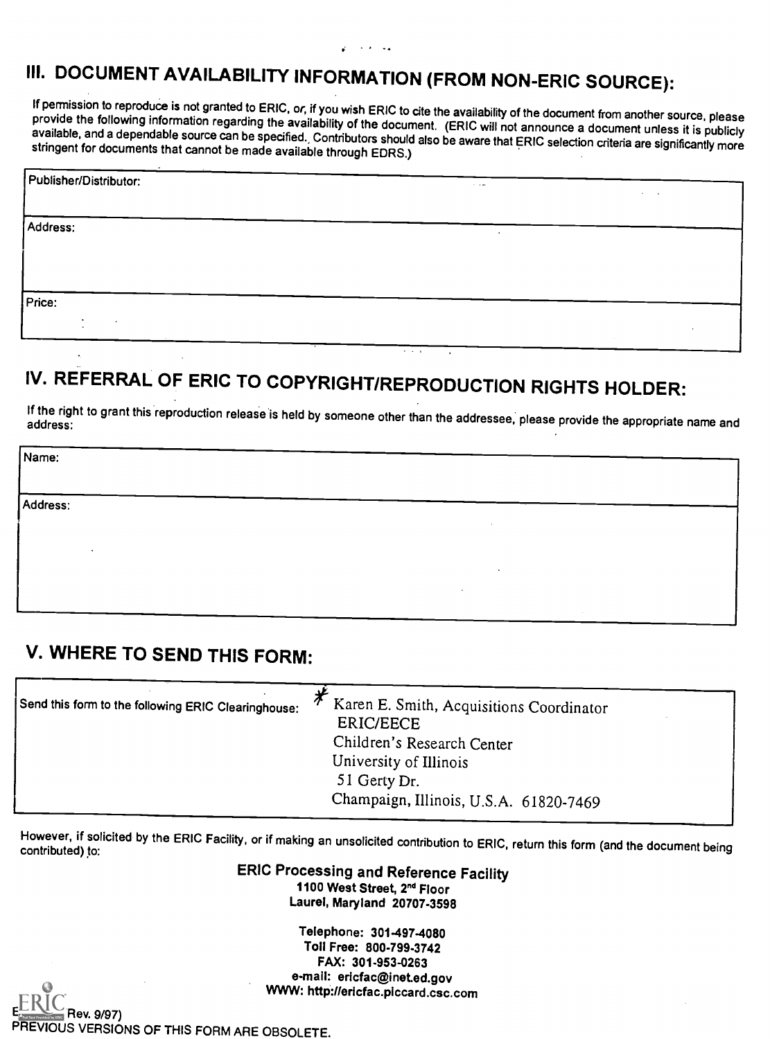## III. DOCUMENT AVAILABILITY INFORMATION (FROM NON-ERIC SOURCE):

If permission to reproduce is not granted to ERIC, or, if you wish ERIC to cite the availability of the document from another source, please provide the following information regarding the availability of the document. (ERIC will not announce a document unless it is publicly available, and a dependable source can be specified. Contributors should also be aware that ERIC selection criteria are significantly more stringent for documents that cannot be made available through EDRS.)

| |
|---|
| Publisher/Distributor: |
| Address: |
| Price: |

## IV. REFERRAL OF ERIC TO COPYRIGHT/REPRODUCTION RIGHTS HOLDER:

If the right to grant this reproduction release is held by someone other than the addressee, please provide the appropriate name and address:

| |
|---|
| Name: |
| Address: |

## V. WHERE TO SEND THIS FORM:

| | |
|---|---|
| Send this form to the following ERIC Clearinghouse: | * Karen E. Smith, Acquisitions Coordinator<br>ERIC/EECE<br>Children's Research Center<br>University of Illinois<br>51 Gerty Dr.<br>Champaign, Illinois, U.S.A. 61820-7469 |

However, if solicited by the ERIC Facility, or if making an unsolicited contribution to ERIC, return this form (and the document being contributed) to:

**ERIC Processing and Reference Facility**
**1100 West Street, 2nd Floor**
**Laurel, Maryland 20707-3598**

Telephone: 301-497-4080
Toll Free: 800-799-3742
FAX: 301-953-0263
e-mail: ericfac@inet.ed.gov
WWW: http://ericfac.piccard.csc.com

EFF-088 (Rev. 9/97)
PREVIOUS VERSIONS OF THIS FORM ARE OBSOLETE.